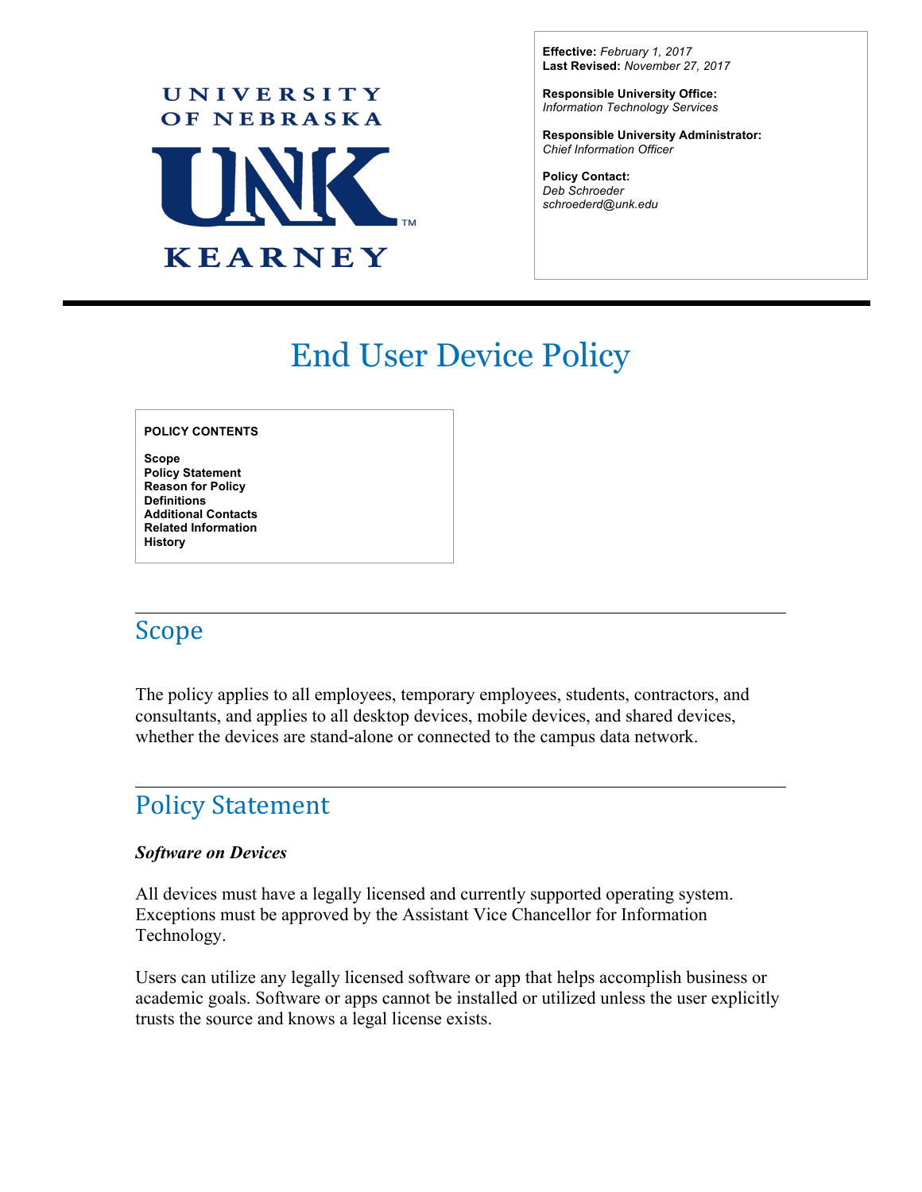UNIVERSITY OF NEBRASKA

UNK

KEARNEY

**Effective:** *February 1, 2017*
**Last Revised:** *November 27, 2017*

**Responsible University Office:**
*Information Technology Services*

**Responsible University Administrator:**
*Chief Information Officer*

**Policy Contact:**
*Deb Schroeder*
*schroederd@unk.edu*

# End User Device Policy

**POLICY CONTENTS**

**Scope**
**Policy Statement**
**Reason for Policy**
**Definitions**
**Additional Contacts**
**Related Information**
**History**

## Scope

The policy applies to all employees, temporary employees, students, contractors, and consultants, and applies to all desktop devices, mobile devices, and shared devices, whether the devices are stand-alone or connected to the campus data network.

## Policy Statement

***Software on Devices***

All devices must have a legally licensed and currently supported operating system. Exceptions must be approved by the Assistant Vice Chancellor for Information Technology.

Users can utilize any legally licensed software or app that helps accomplish business or academic goals. Software or apps cannot be installed or utilized unless the user explicitly trusts the source and knows a legal license exists.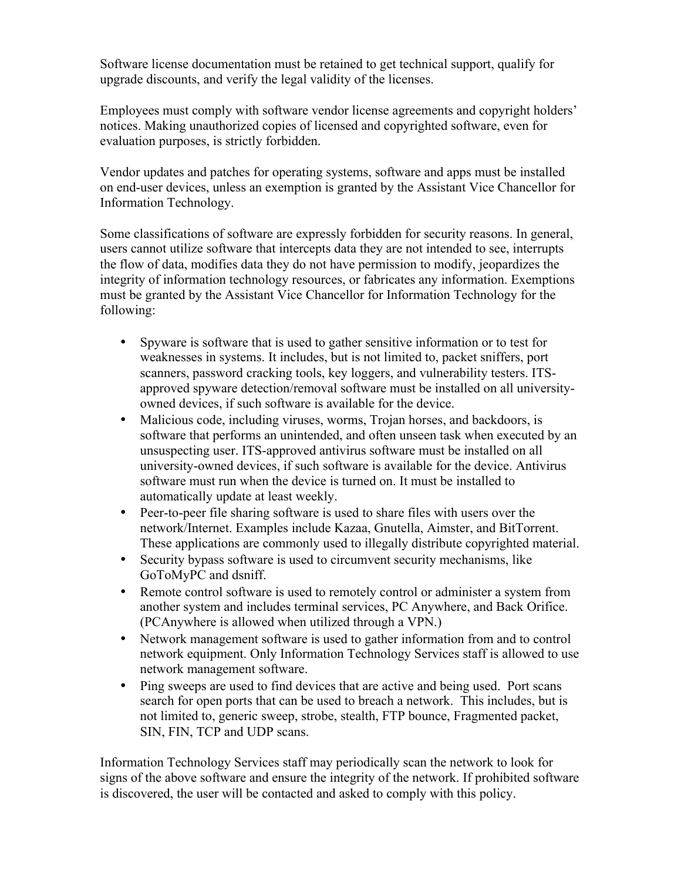Software license documentation must be retained to get technical support, qualify for upgrade discounts, and verify the legal validity of the licenses.

Employees must comply with software vendor license agreements and copyright holders' notices. Making unauthorized copies of licensed and copyrighted software, even for evaluation purposes, is strictly forbidden.

Vendor updates and patches for operating systems, software and apps must be installed on end-user devices, unless an exemption is granted by the Assistant Vice Chancellor for Information Technology.

Some classifications of software are expressly forbidden for security reasons. In general, users cannot utilize software that intercepts data they are not intended to see, interrupts the flow of data, modifies data they do not have permission to modify, jeopardizes the integrity of information technology resources, or fabricates any information. Exemptions must be granted by the Assistant Vice Chancellor for Information Technology for the following:

- Spyware is software that is used to gather sensitive information or to test for weaknesses in systems. It includes, but is not limited to, packet sniffers, port scanners, password cracking tools, key loggers, and vulnerability testers. ITS-approved spyware detection/removal software must be installed on all university-owned devices, if such software is available for the device.
- Malicious code, including viruses, worms, Trojan horses, and backdoors, is software that performs an unintended, and often unseen task when executed by an unsuspecting user. ITS-approved antivirus software must be installed on all university-owned devices, if such software is available for the device. Antivirus software must run when the device is turned on. It must be installed to automatically update at least weekly.
- Peer-to-peer file sharing software is used to share files with users over the network/Internet. Examples include Kazaa, Gnutella, Aimster, and BitTorrent. These applications are commonly used to illegally distribute copyrighted material.
- Security bypass software is used to circumvent security mechanisms, like GoToMyPC and dsniff.
- Remote control software is used to remotely control or administer a system from another system and includes terminal services, PC Anywhere, and Back Orifice. (PCAnywhere is allowed when utilized through a VPN.)
- Network management software is used to gather information from and to control network equipment. Only Information Technology Services staff is allowed to use network management software.
- Ping sweeps are used to find devices that are active and being used. Port scans search for open ports that can be used to breach a network. This includes, but is not limited to, generic sweep, strobe, stealth, FTP bounce, Fragmented packet, SIN, FIN, TCP and UDP scans.

Information Technology Services staff may periodically scan the network to look for signs of the above software and ensure the integrity of the network. If prohibited software is discovered, the user will be contacted and asked to comply with this policy.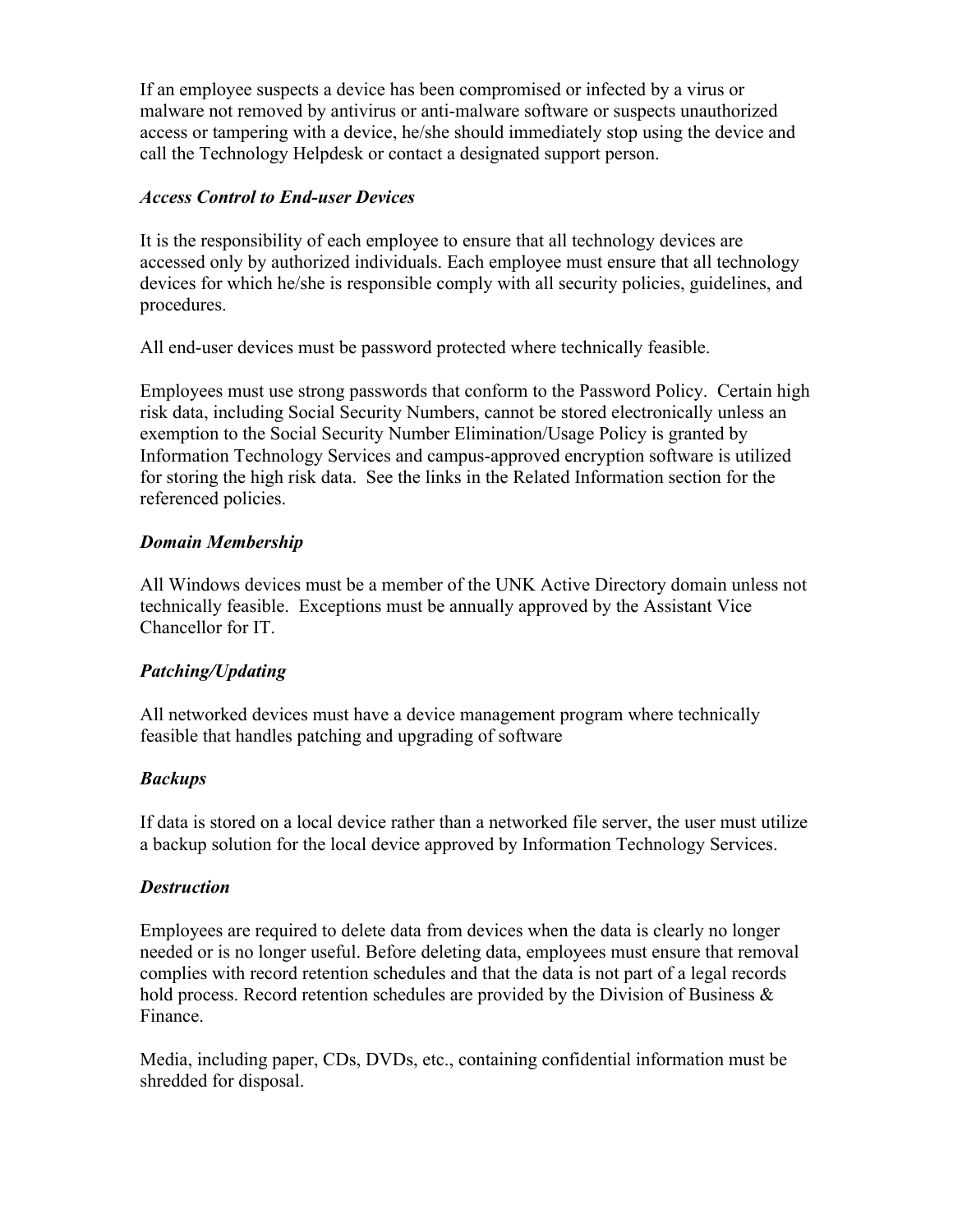If an employee suspects a device has been compromised or infected by a virus or malware not removed by antivirus or anti-malware software or suspects unauthorized access or tampering with a device, he/she should immediately stop using the device and call the Technology Helpdesk or contact a designated support person.

***Access Control to End-user Devices***

It is the responsibility of each employee to ensure that all technology devices are accessed only by authorized individuals. Each employee must ensure that all technology devices for which he/she is responsible comply with all security policies, guidelines, and procedures.

All end-user devices must be password protected where technically feasible.

Employees must use strong passwords that conform to the Password Policy. Certain high risk data, including Social Security Numbers, cannot be stored electronically unless an exemption to the Social Security Number Elimination/Usage Policy is granted by Information Technology Services and campus-approved encryption software is utilized for storing the high risk data. See the links in the Related Information section for the referenced policies.

***Domain Membership***

All Windows devices must be a member of the UNK Active Directory domain unless not technically feasible. Exceptions must be annually approved by the Assistant Vice Chancellor for IT.

***Patching/Updating***

All networked devices must have a device management program where technically feasible that handles patching and upgrading of software

***Backups***

If data is stored on a local device rather than a networked file server, the user must utilize a backup solution for the local device approved by Information Technology Services.

***Destruction***

Employees are required to delete data from devices when the data is clearly no longer needed or is no longer useful. Before deleting data, employees must ensure that removal complies with record retention schedules and that the data is not part of a legal records hold process. Record retention schedules are provided by the Division of Business & Finance.

Media, including paper, CDs, DVDs, etc., containing confidential information must be shredded for disposal.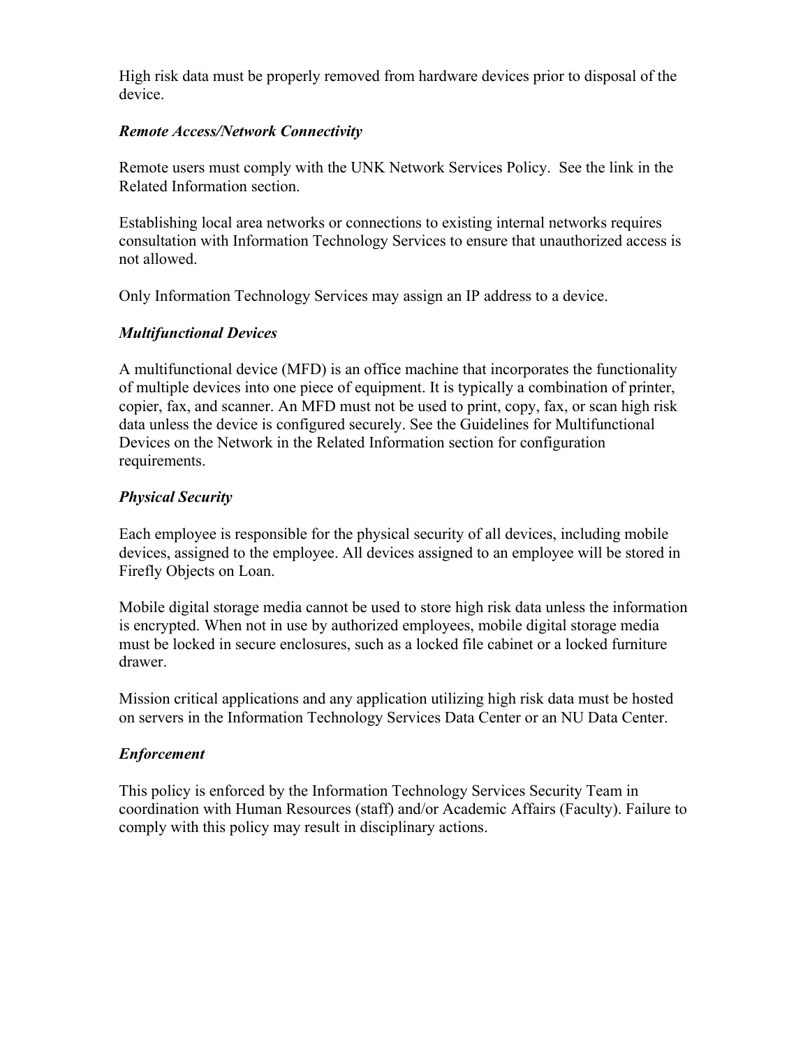High risk data must be properly removed from hardware devices prior to disposal of the device.

***Remote Access/Network Connectivity***

Remote users must comply with the UNK Network Services Policy.  See the link in the Related Information section.

Establishing local area networks or connections to existing internal networks requires consultation with Information Technology Services to ensure that unauthorized access is not allowed.

Only Information Technology Services may assign an IP address to a device.

***Multifunctional Devices***

A multifunctional device (MFD) is an office machine that incorporates the functionality of multiple devices into one piece of equipment. It is typically a combination of printer, copier, fax, and scanner. An MFD must not be used to print, copy, fax, or scan high risk data unless the device is configured securely. See the Guidelines for Multifunctional Devices on the Network in the Related Information section for configuration requirements.

***Physical Security***

Each employee is responsible for the physical security of all devices, including mobile devices, assigned to the employee. All devices assigned to an employee will be stored in Firefly Objects on Loan.

Mobile digital storage media cannot be used to store high risk data unless the information is encrypted. When not in use by authorized employees, mobile digital storage media must be locked in secure enclosures, such as a locked file cabinet or a locked furniture drawer.

Mission critical applications and any application utilizing high risk data must be hosted on servers in the Information Technology Services Data Center or an NU Data Center.

***Enforcement***

This policy is enforced by the Information Technology Services Security Team in coordination with Human Resources (staff) and/or Academic Affairs (Faculty). Failure to comply with this policy may result in disciplinary actions.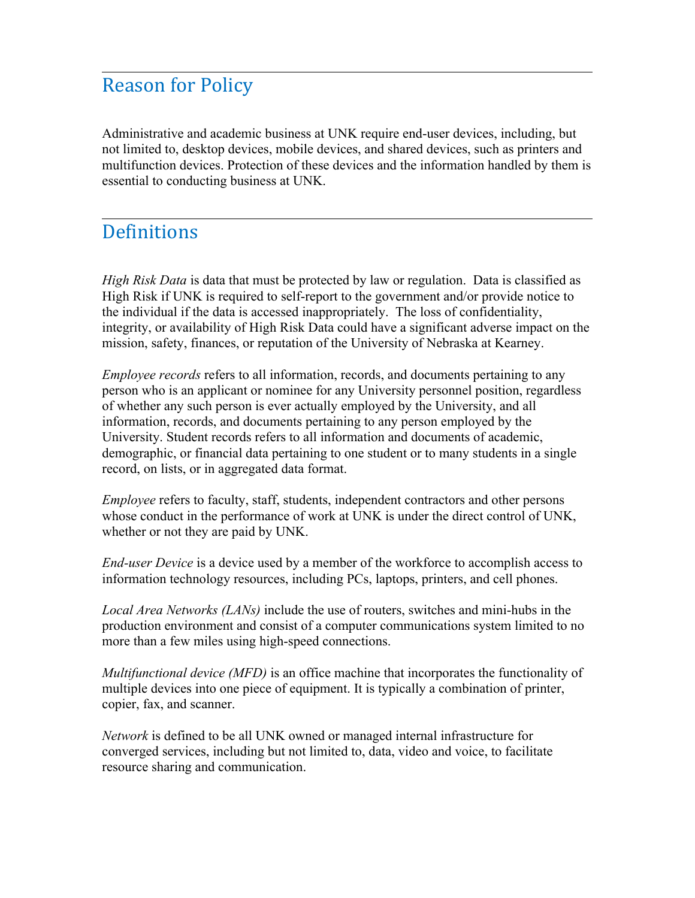## Reason for Policy

Administrative and academic business at UNK require end-user devices, including, but not limited to, desktop devices, mobile devices, and shared devices, such as printers and multifunction devices. Protection of these devices and the information handled by them is essential to conducting business at UNK.

## Definitions

*High Risk Data* is data that must be protected by law or regulation. Data is classified as High Risk if UNK is required to self-report to the government and/or provide notice to the individual if the data is accessed inappropriately. The loss of confidentiality, integrity, or availability of High Risk Data could have a significant adverse impact on the mission, safety, finances, or reputation of the University of Nebraska at Kearney.

*Employee records* refers to all information, records, and documents pertaining to any person who is an applicant or nominee for any University personnel position, regardless of whether any such person is ever actually employed by the University, and all information, records, and documents pertaining to any person employed by the University. Student records refers to all information and documents of academic, demographic, or financial data pertaining to one student or to many students in a single record, on lists, or in aggregated data format.

*Employee* refers to faculty, staff, students, independent contractors and other persons whose conduct in the performance of work at UNK is under the direct control of UNK, whether or not they are paid by UNK.

*End-user Device* is a device used by a member of the workforce to accomplish access to information technology resources, including PCs, laptops, printers, and cell phones.

*Local Area Networks (LANs)* include the use of routers, switches and mini-hubs in the production environment and consist of a computer communications system limited to no more than a few miles using high-speed connections.

*Multifunctional device (MFD)* is an office machine that incorporates the functionality of multiple devices into one piece of equipment. It is typically a combination of printer, copier, fax, and scanner.

*Network* is defined to be all UNK owned or managed internal infrastructure for converged services, including but not limited to, data, video and voice, to facilitate resource sharing and communication.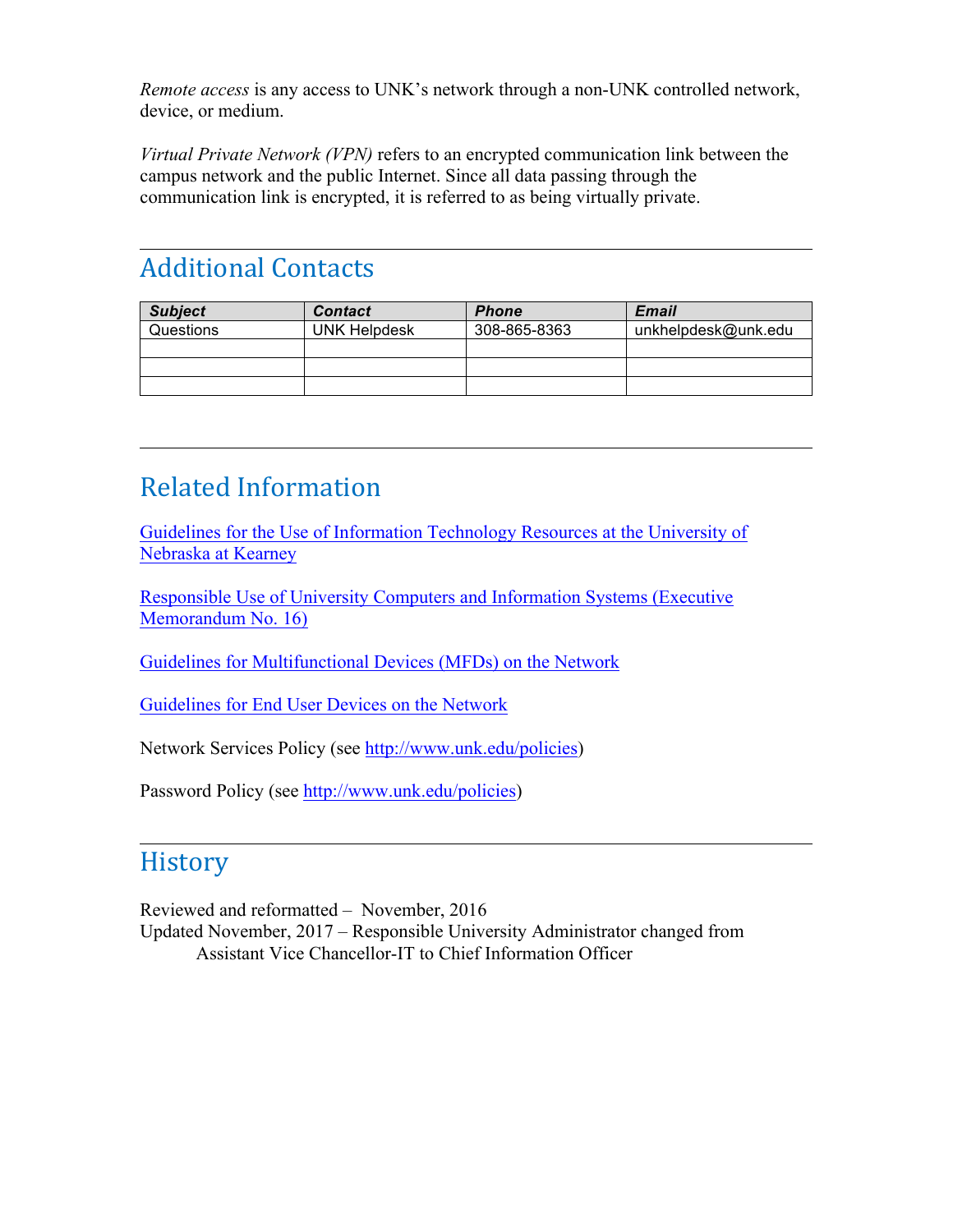*Remote access* is any access to UNK's network through a non-UNK controlled network, device, or medium.

*Virtual Private Network (VPN)* refers to an encrypted communication link between the campus network and the public Internet. Since all data passing through the communication link is encrypted, it is referred to as being virtually private.

## Additional Contacts

| ***Subject*** | ***Contact*** | ***Phone*** | ***Email*** |
|---|---|---|---|
| Questions | UNK Helpdesk | 308-865-8363 | unkhelpdesk@unk.edu |
| | | | |
| | | | |
| | | | |

## Related Information

[Guidelines for the Use of Information Technology Resources at the University of Nebraska at Kearney]()

[Responsible Use of University Computers and Information Systems (Executive Memorandum No. 16)]()

[Guidelines for Multifunctional Devices (MFDs) on the Network]()

[Guidelines for End User Devices on the Network]()

Network Services Policy (see [http://www.unk.edu/policies](http://www.unk.edu/policies))

Password Policy (see [http://www.unk.edu/policies](http://www.unk.edu/policies))

## History

Reviewed and reformatted – November, 2016
Updated November, 2017 – Responsible University Administrator changed from Assistant Vice Chancellor-IT to Chief Information Officer